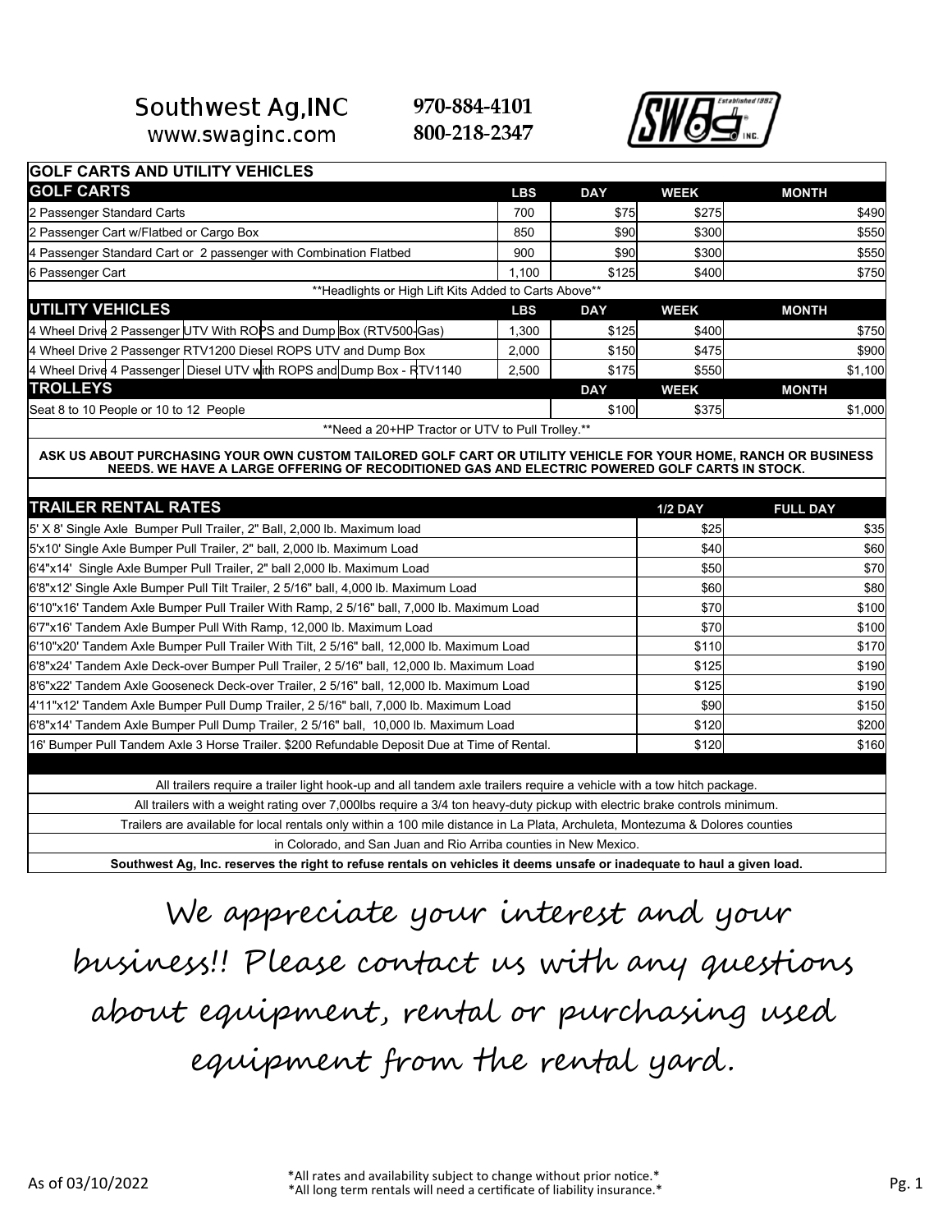# Southwest Ag,INC

www.swaginc.com

970-884-4101
800-218-2347

## GOLF CARTS AND UTILITY VEHICLES

| GOLF CARTS | LBS | DAY | WEEK | MONTH |
|---|---|---|---|---|
| 2 Passenger Standard Carts | 700 | $75 | $275 | $490 |
| 2 Passenger Cart w/Flatbed or Cargo Box | 850 | $90 | $300 | $550 |
| 4 Passenger Standard Cart or 2 passenger with Combination Flatbed | 900 | $90 | $300 | $550 |
| 6 Passenger Cart | 1,100 | $125 | $400 | $750 |
| **Headlights or High Lift Kits Added to Carts Above** | | | | |
| **UTILITY VEHICLES** | **LBS** | **DAY** | **WEEK** | **MONTH** |
| 4 Wheel Drive 2 Passenger UTV With ROPS and Dump Box (RTV500-Gas) | 1,300 | $125 | $400 | $750 |
| 4 Wheel Drive 2 Passenger RTV1200 Diesel ROPS UTV and Dump Box | 2,000 | $150 | $475 | $900 |
| 4 Wheel Drive 4 Passenger Diesel UTV with ROPS and Dump Box - RTV1140 | 2,500 | $175 | $550 | $1,100 |
| **TROLLEYS** | | **DAY** | **WEEK** | **MONTH** |
| Seat 8 to 10 People or 10 to 12 People | | $100 | $375 | $1,000 |
| **Need a 20+HP Tractor or UTV to Pull Trolley.** | | | | |

**ASK US ABOUT PURCHASING YOUR OWN CUSTOM TAILORED GOLF CART OR UTILITY VEHICLE FOR YOUR HOME, RANCH OR BUSINESS NEEDS. WE HAVE A LARGE OFFERING OF RECODITIONED GAS AND ELECTRIC POWERED GOLF CARTS IN STOCK.**

| TRAILER RENTAL RATES | 1/2 DAY | FULL DAY |
|---|---|---|
| 5' X 8' Single Axle Bumper Pull Trailer, 2" Ball, 2,000 lb. Maximum load | $25 | $35 |
| 5'x10' Single Axle Bumper Pull Trailer, 2" ball, 2,000 lb. Maximum Load | $40 | $60 |
| 6'4"x14' Single Axle Bumper Pull Trailer, 2" ball 2,000 lb. Maximum Load | $50 | $70 |
| 6'8"x12' Single Axle Bumper Pull Tilt Trailer, 2 5/16" ball, 4,000 lb. Maximum Load | $60 | $80 |
| 6'10"x16' Tandem Axle Bumper Pull Trailer With Ramp, 2 5/16" ball, 7,000 lb. Maximum Load | $70 | $100 |
| 6'7"x16' Tandem Axle Bumper Pull With Ramp, 12,000 lb. Maximum Load | $70 | $100 |
| 6'10"x20' Tandem Axle Bumper Pull Trailer With Tilt, 2 5/16" ball, 12,000 lb. Maximum Load | $110 | $170 |
| 6'8"x24' Tandem Axle Deck-over Bumper Pull Trailer, 2 5/16" ball, 12,000 lb. Maximum Load | $125 | $190 |
| 8'6"x22' Tandem Axle Gooseneck Deck-over Trailer, 2 5/16" ball, 12,000 lb. Maximum Load | $125 | $190 |
| 4'11"x12' Tandem Axle Bumper Pull Dump Trailer, 2 5/16" ball, 7,000 lb. Maximum Load | $90 | $150 |
| 6'8"x14' Tandem Axle Bumper Pull Dump Trailer, 2 5/16" ball, 10,000 lb. Maximum Load | $120 | $200 |
| 16' Bumper Pull Tandem Axle 3 Horse Trailer. $200 Refundable Deposit Due at Time of Rental. | $120 | $160 |

All trailers require a trailer light hook-up and all tandem axle trailers require a vehicle with a tow hitch package.

All trailers with a weight rating over 7,000lbs require a 3/4 ton heavy-duty pickup with electric brake controls minimum.

Trailers are available for local rentals only within a 100 mile distance in La Plata, Archuleta, Montezuma & Dolores counties in Colorado, and San Juan and Rio Arriba counties in New Mexico.

**Southwest Ag, Inc. reserves the right to refuse rentals on vehicles it deems unsafe or inadequate to haul a given load.**

We appreciate your interest and your business!! Please contact us with any questions about equipment, rental or purchasing used equipment from the rental yard.

As of 03/10/2022

*All rates and availability subject to change without prior notice.*
*All long term rentals will need a certificate of liability insurance.*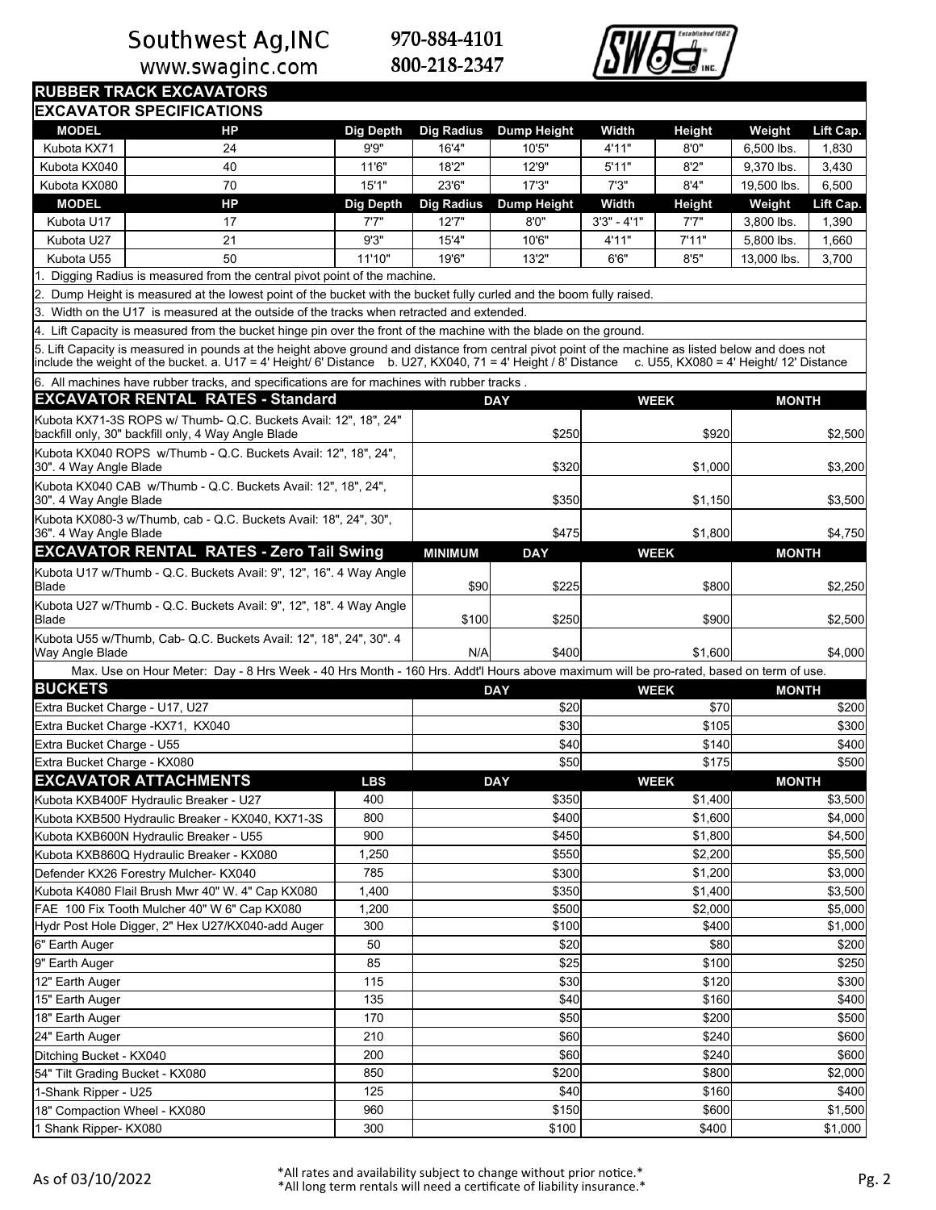Southwest Ag,INC
www.swaginc.com

970-884-4101
800-218-2347

## RUBBER TRACK EXCAVATORS

### EXCAVATOR SPECIFICATIONS

| MODEL | HP | Dig Depth | Dig Radius | Dump Height | Width | Height | Weight | Lift Cap. |
|---|---|---|---|---|---|---|---|---|
| Kubota KX71 | 24 | 9'9" | 16'4" | 10'5" | 4'11" | 8'0" | 6,500 lbs. | 1,830 |
| Kubota KX040 | 40 | 11'6" | 18'2" | 12'9" | 5'11" | 8'2" | 9,370 lbs. | 3,430 |
| Kubota KX080 | 70 | 15'1" | 23'6" | 17'3" | 7'3" | 8'4" | 19,500 lbs. | 6,500 |
| **MODEL** | **HP** | **Dig Depth** | **Dig Radius** | **Dump Height** | **Width** | **Height** | **Weight** | **Lift Cap.** |
| Kubota U17 | 17 | 7'7" | 12'7" | 8'0" | 3'3" - 4'1" | 7'7" | 3,800 lbs. | 1,390 |
| Kubota U27 | 21 | 9'3" | 15'4" | 10'6" | 4'11" | 7'11" | 5,800 lbs. | 1,660 |
| Kubota U55 | 50 | 11'10" | 19'6" | 13'2" | 6'6" | 8'5" | 13,000 lbs. | 3,700 |

1. Digging Radius is measured from the central pivot point of the machine.
2. Dump Height is measured at the lowest point of the bucket with the bucket fully curled and the boom fully raised.
3. Width on the U17 is measured at the outside of the tracks when retracted and extended.
4. Lift Capacity is measured from the bucket hinge pin over the front of the machine with the blade on the ground.
5. Lift Capacity is measured in pounds at the height above ground and distance from central pivot point of the machine as listed below and does not include the weight of the bucket. a. U17 = 4' Height/ 6' Distance b. U27, KX040, 71 = 4' Height / 8' Distance c. U55, KX080 = 4' Height/ 12' Distance
6. All machines have rubber tracks, and specifications are for machines with rubber tracks .

### EXCAVATOR RENTAL RATES - Standard

| Description | DAY | WEEK | MONTH |
|---|---|---|---|
| Kubota KX71-3S ROPS w/ Thumb- Q.C. Buckets Avail: 12", 18", 24" backfill only, 30" backfill only, 4 Way Angle Blade | $250 | $920 | $2,500 |
| Kubota KX040 ROPS w/Thumb - Q.C. Buckets Avail: 12", 18", 24", 30". 4 Way Angle Blade | $320 | $1,000 | $3,200 |
| Kubota KX040 CAB w/Thumb - Q.C. Buckets Avail: 12", 18", 24", 30". 4 Way Angle Blade | $350 | $1,150 | $3,500 |
| Kubota KX080-3 w/Thumb, cab - Q.C. Buckets Avail: 18", 24", 30", 36". 4 Way Angle Blade | $475 | $1,800 | $4,750 |

### EXCAVATOR RENTAL RATES - Zero Tail Swing

| Description | MINIMUM | DAY | WEEK | MONTH |
|---|---|---|---|---|
| Kubota U17 w/Thumb - Q.C. Buckets Avail: 9", 12", 16". 4 Way Angle Blade | $90 | $225 | $800 | $2,250 |
| Kubota U27 w/Thumb - Q.C. Buckets Avail: 9", 12", 18". 4 Way Angle Blade | $100 | $250 | $900 | $2,500 |
| Kubota U55 w/Thumb, Cab- Q.C. Buckets Avail: 12", 18", 24", 30". 4 Way Angle Blade | N/A | $400 | $1,600 | $4,000 |

Max. Use on Hour Meter: Day - 8 Hrs Week - 40 Hrs Month - 160 Hrs. Addt'l Hours above maximum will be pro-rated, based on term of use.

### BUCKETS

| Description | DAY | WEEK | MONTH |
|---|---|---|---|
| Extra Bucket Charge - U17, U27 | $20 | $70 | $200 |
| Extra Bucket Charge -KX71, KX040 | $30 | $105 | $300 |
| Extra Bucket Charge - U55 | $40 | $140 | $400 |
| Extra Bucket Charge - KX080 | $50 | $175 | $500 |

### EXCAVATOR ATTACHMENTS

| Description | LBS | DAY | WEEK | MONTH |
|---|---|---|---|---|
| Kubota KXB400F Hydraulic Breaker - U27 | 400 | $350 | $1,400 | $3,500 |
| Kubota KXB500 Hydraulic Breaker - KX040, KX71-3S | 800 | $400 | $1,600 | $4,000 |
| Kubota KXB600N Hydraulic Breaker - U55 | 900 | $450 | $1,800 | $4,500 |
| Kubota KXB860Q Hydraulic Breaker - KX080 | 1,250 | $550 | $2,200 | $5,500 |
| Defender KX26 Forestry Mulcher- KX040 | 785 | $300 | $1,200 | $3,000 |
| Kubota K4080 Flail Brush Mwr 40" W. 4" Cap KX080 | 1,400 | $350 | $1,400 | $3,500 |
| FAE 100 Fix Tooth Mulcher 40" W 6" Cap KX080 | 1,200 | $500 | $2,000 | $5,000 |
| Hydr Post Hole Digger, 2" Hex U27/KX040-add Auger | 300 | $100 | $400 | $1,000 |
| 6" Earth Auger | 50 | $20 | $80 | $200 |
| 9" Earth Auger | 85 | $25 | $100 | $250 |
| 12" Earth Auger | 115 | $30 | $120 | $300 |
| 15" Earth Auger | 135 | $40 | $160 | $400 |
| 18" Earth Auger | 170 | $50 | $200 | $500 |
| 24" Earth Auger | 210 | $60 | $240 | $600 |
| Ditching Bucket - KX040 | 200 | $60 | $240 | $600 |
| 54" Tilt Grading Bucket - KX080 | 850 | $200 | $800 | $2,000 |
| 1-Shank Ripper - U25 | 125 | $40 | $160 | $400 |
| 18" Compaction Wheel - KX080 | 960 | $150 | $600 | $1,500 |
| 1 Shank Ripper- KX080 | 300 | $100 | $400 | $1,000 |

As of 03/10/2022

*All rates and availability subject to change without prior notice.*
*All long term rentals will need a certificate of liability insurance.*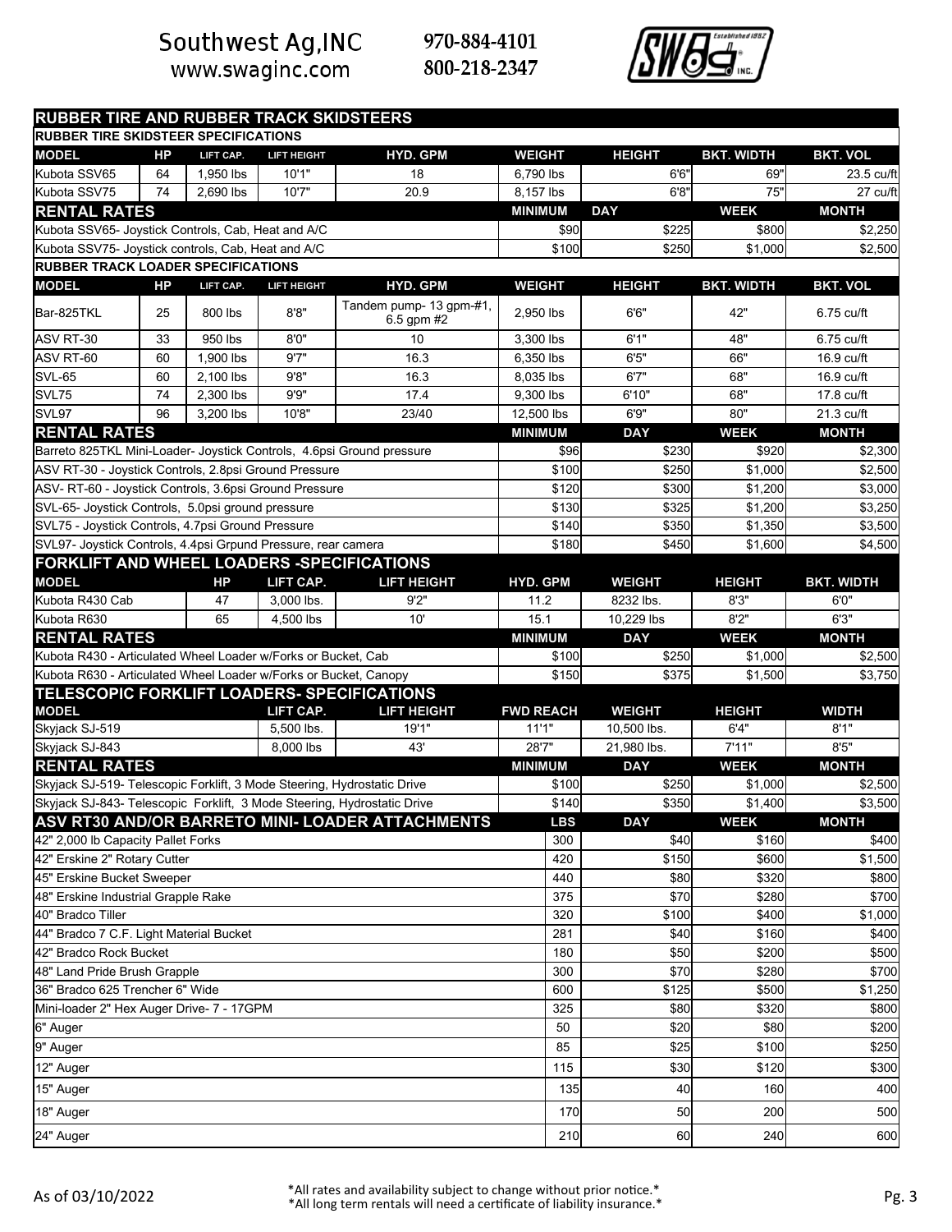Southwest Ag,INC
www.swaginc.com

970-884-4101
800-218-2347

## RUBBER TIRE AND RUBBER TRACK SKIDSTEERS

### RUBBER TIRE SKIDSTEER SPECIFICATIONS

| MODEL | HP | LIFT CAP. | LIFT HEIGHT | HYD. GPM | WEIGHT | HEIGHT | BKT. WIDTH | BKT. VOL |
|---|---|---|---|---|---|---|---|---|
| Kubota SSV65 | 64 | 1,950 lbs | 10'1" | 18 | 6,790 lbs | 6'6" | 69" | 23.5 cu/ft |
| Kubota SSV75 | 74 | 2,690 lbs | 10'7" | 20.9 | 8,157 lbs | 6'8" | 75" | 27 cu/ft |

| RENTAL RATES | MINIMUM | DAY | WEEK | MONTH |
|---|---|---|---|---|
| Kubota SSV65- Joystick Controls, Cab, Heat and A/C | $90 | $225 | $800 | $2,250 |
| Kubota SSV75- Joystick controls, Cab, Heat and A/C | $100 | $250 | $1,000 | $2,500 |

### RUBBER TRACK LOADER SPECIFICATIONS

| MODEL | HP | LIFT CAP. | LIFT HEIGHT | HYD. GPM | WEIGHT | HEIGHT | BKT. WIDTH | BKT. VOL |
|---|---|---|---|---|---|---|---|---|
| Bar-825TKL | 25 | 800 lbs | 8'8" | Tandem pump- 13 gpm-#1, 6.5 gpm #2 | 2,950 lbs | 6'6" | 42" | 6.75 cu/ft |
| ASV RT-30 | 33 | 950 lbs | 8'0" | 10 | 3,300 lbs | 6'1" | 48" | 6.75 cu/ft |
| ASV RT-60 | 60 | 1,900 lbs | 9'7" | 16.3 | 6,350 lbs | 6'5" | 66" | 16.9 cu/ft |
| SVL-65 | 60 | 2,100 lbs | 9'8" | 16.3 | 8,035 lbs | 6'7" | 68" | 16.9 cu/ft |
| SVL75 | 74 | 2,300 lbs | 9'9" | 17.4 | 9,300 lbs | 6'10" | 68" | 17.8 cu/ft |
| SVL97 | 96 | 3,200 lbs | 10'8" | 23/40 | 12,500 lbs | 6'9" | 80" | 21.3 cu/ft |

| RENTAL RATES | MINIMUM | DAY | WEEK | MONTH |
|---|---|---|---|---|
| Barreto 825TKL Mini-Loader- Joystick Controls, 4.6psi Ground pressure | $96 | $230 | $920 | $2,300 |
| ASV RT-30 - Joystick Controls, 2.8psi Ground Pressure | $100 | $250 | $1,000 | $2,500 |
| ASV- RT-60 - Joystick Controls, 3.6psi Ground Pressure | $120 | $300 | $1,200 | $3,000 |
| SVL-65- Joystick Controls, 5.0psi ground pressure | $130 | $325 | $1,200 | $3,250 |
| SVL75 - Joystick Controls, 4.7psi Ground Pressure | $140 | $350 | $1,350 | $3,500 |
| SVL97- Joystick Controls, 4.4psi Grpund Pressure, rear camera | $180 | $450 | $1,600 | $4,500 |

## FORKLIFT AND WHEEL LOADERS -SPECIFICATIONS

| MODEL | HP | LIFT CAP. | LIFT HEIGHT | HYD. GPM | WEIGHT | HEIGHT | BKT. WIDTH |
|---|---|---|---|---|---|---|---|
| Kubota R430 Cab | 47 | 3,000 lbs. | 9'2" | 11.2 | 8232 lbs. | 8'3" | 6'0" |
| Kubota R630 | 65 | 4,500 lbs | 10' | 15.1 | 10,229 lbs | 8'2" | 6'3" |

| RENTAL RATES | MINIMUM | DAY | WEEK | MONTH |
|---|---|---|---|---|
| Kubota R430 - Articulated Wheel Loader w/Forks or Bucket, Cab | $100 | $250 | $1,000 | $2,500 |
| Kubota R630 - Articulated Wheel Loader w/Forks or Bucket, Canopy | $150 | $375 | $1,500 | $3,750 |

## TELESCOPIC FORKLIFT LOADERS- SPECIFICATIONS

| MODEL | LIFT CAP. | LIFT HEIGHT | FWD REACH | WEIGHT | HEIGHT | WIDTH |
|---|---|---|---|---|---|---|
| Skyjack SJ-519 | 5,500 lbs. | 19'1" | 11'1" | 10,500 lbs. | 6'4" | 8'1" |
| Skyjack SJ-843 | 8,000 lbs | 43' | 28'7" | 21,980 lbs. | 7'11" | 8'5" |

| RENTAL RATES | MINIMUM | DAY | WEEK | MONTH |
|---|---|---|---|---|
| Skyjack SJ-519- Telescopic Forklift, 3 Mode Steering, Hydrostatic Drive | $100 | $250 | $1,000 | $2,500 |
| Skyjack SJ-843- Telescopic Forklift, 3 Mode Steering, Hydrostatic Drive | $140 | $350 | $1,400 | $3,500 |

## ASV RT30 AND/OR BARRETO MINI- LOADER ATTACHMENTS

| ASV RT30 AND/OR BARRETO MINI- LOADER ATTACHMENTS | LBS | DAY | WEEK | MONTH |
|---|---|---|---|---|
| 42" 2,000 lb Capacity Pallet Forks | 300 | $40 | $160 | $400 |
| 42" Erskine 2" Rotary Cutter | 420 | $150 | $600 | $1,500 |
| 45" Erskine Bucket Sweeper | 440 | $80 | $320 | $800 |
| 48" Erskine Industrial Grapple Rake | 375 | $70 | $280 | $700 |
| 40" Bradco Tiller | 320 | $100 | $400 | $1,000 |
| 44" Bradco 7 C.F. Light Material Bucket | 281 | $40 | $160 | $400 |
| 42" Bradco Rock Bucket | 180 | $50 | $200 | $500 |
| 48" Land Pride Brush Grapple | 300 | $70 | $280 | $700 |
| 36" Bradco 625 Trencher 6" Wide | 600 | $125 | $500 | $1,250 |
| Mini-loader 2" Hex Auger Drive- 7 - 17GPM | 325 | $80 | $320 | $800 |
| 6" Auger | 50 | $20 | $80 | $200 |
| 9" Auger | 85 | $25 | $100 | $250 |
| 12" Auger | 115 | $30 | $120 | $300 |
| 15" Auger | 135 | 40 | 160 | 400 |
| 18" Auger | 170 | 50 | 200 | 500 |
| 24" Auger | 210 | 60 | 240 | 600 |

As of 03/10/2022

*All rates and availability subject to change without prior notice.*
*All long term rentals will need a certificate of liability insurance.*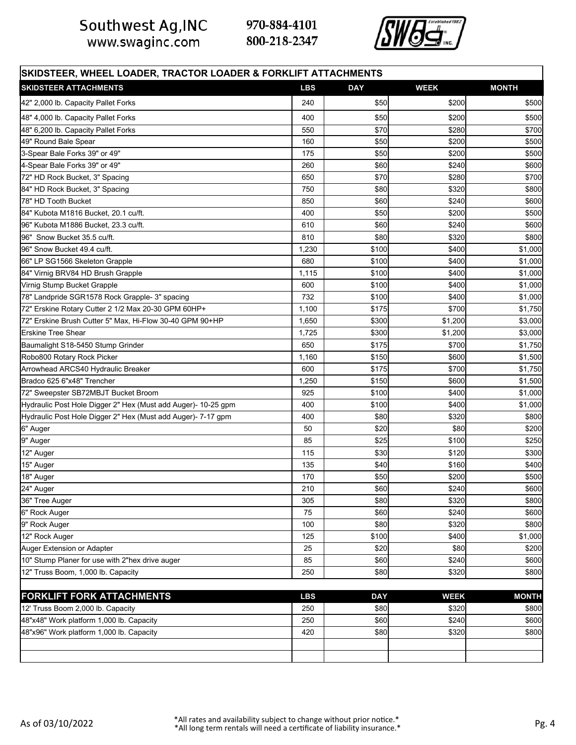Southwest Ag,INC
www.swaginc.com

970-884-4101
800-218-2347

## SKIDSTEER, WHEEL LOADER, TRACTOR LOADER & FORKLIFT ATTACHMENTS

| SKIDSTEER ATTACHMENTS | LBS | DAY | WEEK | MONTH |
|---|---|---|---|---|
| 42" 2,000 lb. Capacity Pallet Forks | 240 | $50 | $200 | $500 |
| 48" 4,000 lb. Capacity Pallet Forks | 400 | $50 | $200 | $500 |
| 48" 6,200 lb. Capacity Pallet Forks | 550 | $70 | $280 | $700 |
| 49" Round Bale Spear | 160 | $50 | $200 | $500 |
| 3-Spear Bale Forks 39" or 49" | 175 | $50 | $200 | $500 |
| 4-Spear Bale Forks 39" or 49" | 260 | $60 | $240 | $600 |
| 72" HD Rock Bucket, 3" Spacing | 650 | $70 | $280 | $700 |
| 84" HD Rock Bucket, 3" Spacing | 750 | $80 | $320 | $800 |
| 78" HD Tooth Bucket | 850 | $60 | $240 | $600 |
| 84" Kubota M1816 Bucket, 20.1 cu/ft. | 400 | $50 | $200 | $500 |
| 96" Kubota M1886 Bucket, 23.3 cu/ft. | 610 | $60 | $240 | $600 |
| 96" Snow Bucket 35.5 cu/ft. | 810 | $80 | $320 | $800 |
| 96" Snow Bucket 49.4 cu/ft. | 1,230 | $100 | $400 | $1,000 |
| 66" LP SG1566 Skeleton Grapple | 680 | $100 | $400 | $1,000 |
| 84" Virnig BRV84 HD Brush Grapple | 1,115 | $100 | $400 | $1,000 |
| Virnig Stump Bucket Grapple | 600 | $100 | $400 | $1,000 |
| 78" Landpride SGR1578 Rock Grapple- 3" spacing | 732 | $100 | $400 | $1,000 |
| 72" Erskine Rotary Cutter 2 1/2 Max 20-30 GPM 60HP+ | 1,100 | $175 | $700 | $1,750 |
| 72" Erskine Brush Cutter 5" Max, Hi-Flow 30-40 GPM 90+HP | 1,650 | $300 | $1,200 | $3,000 |
| Erskine Tree Shear | 1,725 | $300 | $1,200 | $3,000 |
| Baumalight S18-5450 Stump Grinder | 650 | $175 | $700 | $1,750 |
| Robo800 Rotary Rock Picker | 1,160 | $150 | $600 | $1,500 |
| Arrowhead ARCS40 Hydraulic Breaker | 600 | $175 | $700 | $1,750 |
| Bradco 625 6"x48" Trencher | 1,250 | $150 | $600 | $1,500 |
| 72" Sweepster SB72MBJT Bucket Broom | 925 | $100 | $400 | $1,000 |
| Hydraulic Post Hole Digger 2" Hex (Must add Auger)- 10-25 gpm | 400 | $100 | $400 | $1,000 |
| Hydraulic Post Hole Digger 2" Hex (Must add Auger)- 7-17 gpm | 400 | $80 | $320 | $800 |
| 6" Auger | 50 | $20 | $80 | $200 |
| 9" Auger | 85 | $25 | $100 | $250 |
| 12" Auger | 115 | $30 | $120 | $300 |
| 15" Auger | 135 | $40 | $160 | $400 |
| 18" Auger | 170 | $50 | $200 | $500 |
| 24" Auger | 210 | $60 | $240 | $600 |
| 36" Tree Auger | 305 | $80 | $320 | $800 |
| 6" Rock Auger | 75 | $60 | $240 | $600 |
| 9" Rock Auger | 100 | $80 | $320 | $800 |
| 12" Rock Auger | 125 | $100 | $400 | $1,000 |
| Auger Extension or Adapter | 25 | $20 | $80 | $200 |
| 10" Stump Planer for use with 2"hex drive auger | 85 | $60 | $240 | $600 |
| 12" Truss Boom, 1,000 lb. Capacity | 250 | $80 | $320 | $800 |

| FORKLIFT FORK ATTACHMENTS | LBS | DAY | WEEK | MONTH |
|---|---|---|---|---|
| 12' Truss Boom 2,000 lb. Capacity | 250 | $80 | $320 | $800 |
| 48"x48" Work platform 1,000 lb. Capacity | 250 | $60 | $240 | $600 |
| 48"x96" Work platform 1,000 lb. Capacity | 420 | $80 | $320 | $800 |
| | | | | |
| | | | | |

As of 03/10/2022

*All rates and availability subject to change without prior notice.*
*All long term rentals will need a certificate of liability insurance.*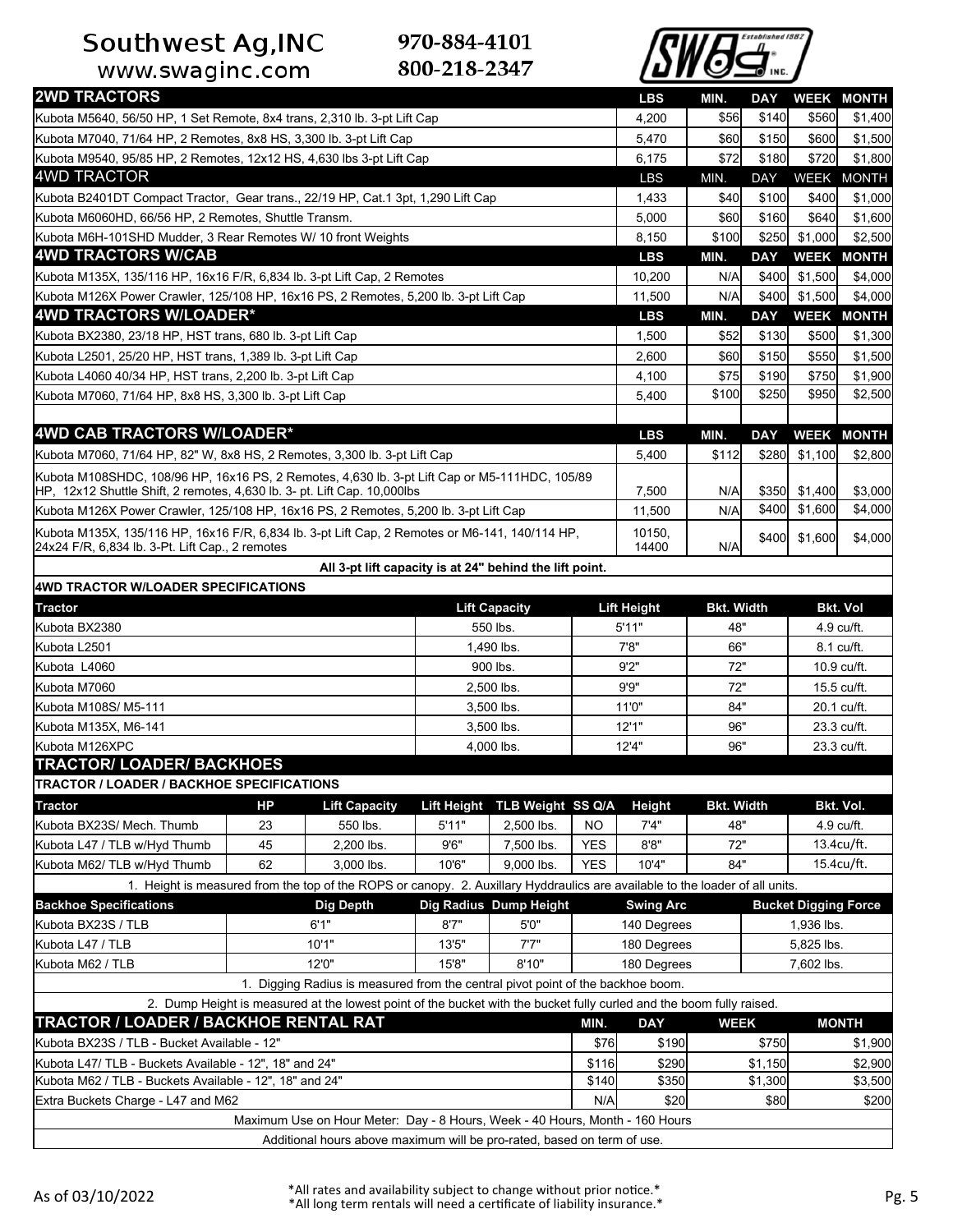Southwest Ag,INC
www.swaginc.com

970-884-4101
800-218-2347

| 2WD TRACTORS | LBS | MIN. | DAY | WEEK | MONTH |
|---|---|---|---|---|---|
| Kubota M5640, 56/50 HP, 1 Set Remote, 8x4 trans, 2,310 lb. 3-pt Lift Cap | 4,200 | $56 | $140 | $560 | $1,400 |
| Kubota M7040, 71/64 HP, 2 Remotes, 8x8 HS, 3,300 lb. 3-pt Lift Cap | 5,470 | $60 | $150 | $600 | $1,500 |
| Kubota M9540, 95/85 HP, 2 Remotes, 12x12 HS, 4,630 lbs 3-pt Lift Cap | 6,175 | $72 | $180 | $720 | $1,800 |
| **4WD TRACTOR** | **LBS** | **MIN.** | **DAY** | **WEEK** | **MONTH** |
| Kubota B2401DT Compact Tractor, Gear trans., 22/19 HP, Cat.1 3pt, 1,290 Lift Cap | 1,433 | $40 | $100 | $400 | $1,000 |
| Kubota M6060HD, 66/56 HP, 2 Remotes, Shuttle Transm. | 5,000 | $60 | $160 | $640 | $1,600 |
| Kubota M6H-101SHD Mudder, 3 Rear Remotes W/ 10 front Weights | 8,150 | $100 | $250 | $1,000 | $2,500 |
| **4WD TRACTORS W/CAB** | **LBS** | **MIN.** | **DAY** | **WEEK** | **MONTH** |
| Kubota M135X, 135/116 HP, 16x16 F/R, 6,834 lb. 3-pt Lift Cap, 2 Remotes | 10,200 | N/A | $400 | $1,500 | $4,000 |
| Kubota M126X Power Crawler, 125/108 HP, 16x16 PS, 2 Remotes, 5,200 lb. 3-pt Lift Cap | 11,500 | N/A | $400 | $1,500 | $4,000 |
| **4WD TRACTORS W/LOADER*** | **LBS** | **MIN.** | **DAY** | **WEEK** | **MONTH** |
| Kubota BX2380, 23/18 HP, HST trans, 680 lb. 3-pt Lift Cap | 1,500 | $52 | $130 | $500 | $1,300 |
| Kubota L2501, 25/20 HP, HST trans, 1,389 lb. 3-pt Lift Cap | 2,600 | $60 | $150 | $550 | $1,500 |
| Kubota L4060 40/34 HP, HST trans, 2,200 lb. 3-pt Lift Cap | 4,100 | $75 | $190 | $750 | $1,900 |
| Kubota M7060, 71/64 HP, 8x8 HS, 3,300 lb. 3-pt Lift Cap | 5,400 | $100 | $250 | $950 | $2,500 |
| **4WD CAB TRACTORS W/LOADER*** | **LBS** | **MIN.** | **DAY** | **WEEK** | **MONTH** |
| Kubota M7060, 71/64 HP, 82" W, 8x8 HS, 2 Remotes, 3,300 lb. 3-pt Lift Cap | 5,400 | $112 | $280 | $1,100 | $2,800 |
| Kubota M108SHDC, 108/96 HP, 16x16 PS, 2 Remotes, 4,630 lb. 3-pt Lift Cap or M5-111HDC, 105/89 HP, 12x12 Shuttle Shift, 2 remotes, 4,630 lb. 3- pt. Lift Cap. 10,000lbs | 7,500 | N/A | $350 | $1,400 | $3,000 |
| Kubota M126X Power Crawler, 125/108 HP, 16x16 PS, 2 Remotes, 5,200 lb. 3-pt Lift Cap | 11,500 | N/A | $400 | $1,600 | $4,000 |
| Kubota M135X, 135/116 HP, 16x16 F/R, 6,834 lb. 3-pt Lift Cap, 2 Remotes or M6-141, 140/114 HP, 24x24 F/R, 6,834 lb. 3-Pt. Lift Cap., 2 remotes | 10150, 14400 | N/A | $400 | $1,600 | $4,000 |

All 3-pt lift capacity is at 24" behind the lift point.

**4WD TRACTOR W/LOADER SPECIFICATIONS**

| Tractor | Lift Capacity | Lift Height | Bkt. Width | Bkt. Vol |
|---|---|---|---|---|
| Kubota BX2380 | 550 lbs. | 5'11" | 48" | 4.9 cu/ft. |
| Kubota L2501 | 1,490 lbs. | 7'8" | 66" | 8.1 cu/ft. |
| Kubota L4060 | 900 lbs. | 9'2" | 72" | 10.9 cu/ft. |
| Kubota M7060 | 2,500 lbs. | 9'9" | 72" | 15.5 cu/ft. |
| Kubota M108S/ M5-111 | 3,500 lbs. | 11'0" | 84" | 20.1 cu/ft. |
| Kubota M135X, M6-141 | 3,500 lbs. | 12'1" | 96" | 23.3 cu/ft. |
| Kubota M126XPC | 4,000 lbs. | 12'4" | 96" | 23.3 cu/ft. |

## TRACTOR/ LOADER/ BACKHOES

**TRACTOR / LOADER / BACKHOE SPECIFICATIONS**

| Tractor | HP | Lift Capacity | Lift Height | TLB Weight | SS Q/A | Height | Bkt. Width | Bkt. Vol. |
|---|---|---|---|---|---|---|---|---|
| Kubota BX23S/ Mech. Thumb | 23 | 550 lbs. | 5'11" | 2,500 lbs. | NO | 7'4" | 48" | 4.9 cu/ft. |
| Kubota L47 / TLB w/Hyd Thumb | 45 | 2,200 lbs. | 9'6" | 7,500 lbs. | YES | 8'8" | 72" | 13.4cu/ft. |
| Kubota M62/ TLB w/Hyd Thumb | 62 | 3,000 lbs. | 10'6" | 9,000 lbs. | YES | 10'4" | 84" | 15.4cu/ft. |

1. Height is measured from the top of the ROPS or canopy. 2. Auxillary Hyddraulics are available to the loader of all units.

| Backhoe Specifications | Dig Depth | Dig Radius | Dump Height | Swing Arc | Bucket Digging Force |
|---|---|---|---|---|---|
| Kubota BX23S / TLB | 6'1" | 8'7" | 5'0" | 140 Degrees | 1,936 lbs. |
| Kubota L47 / TLB | 10'1" | 13'5" | 7'7" | 180 Degrees | 5,825 lbs. |
| Kubota M62 / TLB | 12'0" | 15'8" | 8'10" | 180 Degrees | 7,602 lbs. |

1. Digging Radius is measured from the central pivot point of the backhoe boom.

2. Dump Height is measured at the lowest point of the bucket with the bucket fully curled and the boom fully raised.

| TRACTOR / LOADER / BACKHOE RENTAL RAT | MIN. | DAY | WEEK | MONTH |
|---|---|---|---|---|
| Kubota BX23S / TLB - Bucket Available - 12" | $76 | $190 | $750 | $1,900 |
| Kubota L47/ TLB - Buckets Available - 12", 18" and 24" | $116 | $290 | $1,150 | $2,900 |
| Kubota M62 / TLB - Buckets Available - 12", 18" and 24" | $140 | $350 | $1,300 | $3,500 |
| Extra Buckets Charge - L47 and M62 | N/A | $20 | $80 | $200 |

Maximum Use on Hour Meter: Day - 8 Hours, Week - 40 Hours, Month - 160 Hours

Additional hours above maximum will be pro-rated, based on term of use.

As of 03/10/2022

*All rates and availability subject to change without prior notice.*
*All long term rentals will need a certificate of liability insurance.*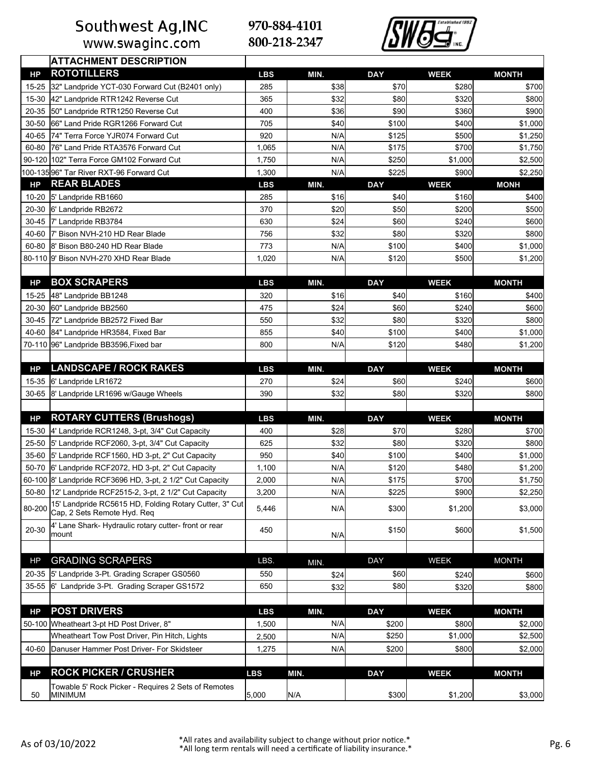Southwest Ag,INC
www.swaginc.com

970-884-4101
800-218-2347

| HP | ATTACHMENT DESCRIPTION | | | | | |
|---|---|---|---|---|---|---|
| **HP** | **ROTOTILLERS** | **LBS** | **MIN.** | **DAY** | **WEEK** | **MONTH** |
| 15-25 | 32" Landpride YCT-030 Forward Cut (B2401 only) | 285 | $38 | $70 | $280 | $700 |
| 15-30 | 42" Landpride RTR1242 Reverse Cut | 365 | $32 | $80 | $320 | $800 |
| 20-35 | 50" Landpride RTR1250 Reverse Cut | 400 | $36 | $90 | $360 | $900 |
| 30-50 | 66" Land Pride RGR1266 Forward Cut | 705 | $40 | $100 | $400 | $1,000 |
| 40-65 | 74" Terra Force YJR074 Forward Cut | 920 | N/A | $125 | $500 | $1,250 |
| 60-80 | 76" Land Pride RTA3576 Forward Cut | 1,065 | N/A | $175 | $700 | $1,750 |
| 90-120 | 102" Terra Force GM102 Forward Cut | 1,750 | N/A | $250 | $1,000 | $2,500 |
| 100-135 | 96" Tar River RXT-96 Forward Cut | 1,300 | N/A | $225 | $900 | $2,250 |
| **HP** | **REAR BLADES** | **LBS** | **MIN.** | **DAY** | **WEEK** | **MONH** |
| 10-20 | 5' Landpride RB1660 | 285 | $16 | $40 | $160 | $400 |
| 20-30 | 6' Landpride RB2672 | 370 | $20 | $50 | $200 | $500 |
| 30-45 | 7' Landpride RB3784 | 630 | $24 | $60 | $240 | $600 |
| 40-60 | 7' Bison NVH-210 HD Rear Blade | 756 | $32 | $80 | $320 | $800 |
| 60-80 | 8' Bison B80-240 HD Rear Blade | 773 | N/A | $100 | $400 | $1,000 |
| 80-110 | 9' Bison NVH-270 XHD Rear Blade | 1,020 | N/A | $120 | $500 | $1,200 |
| | | | | | | |
| **HP** | **BOX SCRAPERS** | **LBS** | **MIN.** | **DAY** | **WEEK** | **MONTH** |
| 15-25 | 48" Landpride BB1248 | 320 | $16 | $40 | $160 | $400 |
| 20-30 | 60" Landpride BB2560 | 475 | $24 | $60 | $240 | $600 |
| 30-45 | 72" Landpride BB2572 Fixed Bar | 550 | $32 | $80 | $320 | $800 |
| 40-60 | 84" Landpride HR3584, Fixed Bar | 855 | $40 | $100 | $400 | $1,000 |
| 70-110 | 96" Landpride BB3596,Fixed bar | 800 | N/A | $120 | $480 | $1,200 |
| | | | | | | |
| **HP** | **LANDSCAPE / ROCK RAKES** | **LBS** | **MIN.** | **DAY** | **WEEK** | **MONTH** |
| 15-35 | 6' Landpride LR1672 | 270 | $24 | $60 | $240 | $600 |
| 30-65 | 8' Landpride LR1696 w/Gauge Wheels | 390 | $32 | $80 | $320 | $800 |
| | | | | | | |
| **HP** | **ROTARY CUTTERS (Brushogs)** | **LBS** | **MIN.** | **DAY** | **WEEK** | **MONTH** |
| 15-30 | 4' Landpride RCR1248, 3-pt, 3/4" Cut Capacity | 400 | $28 | $70 | $280 | $700 |
| 25-50 | 5' Landpride RCF2060, 3-pt, 3/4" Cut Capacity | 625 | $32 | $80 | $320 | $800 |
| 35-60 | 5' Landpride RCF1560, HD 3-pt, 2" Cut Capacity | 950 | $40 | $100 | $400 | $1,000 |
| 50-70 | 6' Landpride RCF2072, HD 3-pt, 2" Cut Capacity | 1,100 | N/A | $120 | $480 | $1,200 |
| 60-100 | 8' Landpride RCF3696 HD, 3-pt, 2 1/2" Cut Capacity | 2,000 | N/A | $175 | $700 | $1,750 |
| 50-80 | 12' Landpride RCF2515-2, 3-pt, 2 1/2" Cut Capacity | 3,200 | N/A | $225 | $900 | $2,250 |
| 80-200 | 15' Landpride RC5615 HD, Folding Rotary Cutter, 3" Cut Cap, 2 Sets Remote Hyd. Req | 5,446 | N/A | $300 | $1,200 | $3,000 |
| 20-30 | 4' Lane Shark- Hydraulic rotary cutter- front or rear mount | 450 | N/A | $150 | $600 | $1,500 |
| | | | | | | |
| HP | GRADING SCRAPERS | LBS. | MIN. | DAY | WEEK | MONTH |
| 20-35 | 5' Landpride 3-Pt. Grading Scraper GS0560 | 550 | $24 | $60 | $240 | $600 |
| 35-55 | 6' Landpride 3-Pt. Grading Scraper GS1572 | 650 | $32 | $80 | $320 | $800 |
| | | | | | | |
| **HP** | **POST DRIVERS** | **LBS** | **MIN.** | **DAY** | **WEEK** | **MONTH** |
| 50-100 | Wheatheart 3-pt HD Post Driver, 8" | 1,500 | N/A | $200 | $800 | $2,000 |
| | Wheatheart Tow Post Driver, Pin Hitch, Lights | 2,500 | N/A | $250 | $1,000 | $2,500 |
| 40-60 | Danuser Hammer Post Driver- For Skidsteer | 1,275 | N/A | $200 | $800 | $2,000 |
| | | | | | | |
| **HP** | **ROCK PICKER / CRUSHER** | **LBS** | **MIN.** | **DAY** | **WEEK** | **MONTH** |
| 50 | Towable 5' Rock Picker - Requires 2 Sets of Remotes MINIMUM | 5,000 | N/A | $300 | $1,200 | $3,000 |

As of 03/10/2022

*All rates and availability subject to change without prior notice.*
*All long term rentals will need a certificate of liability insurance.*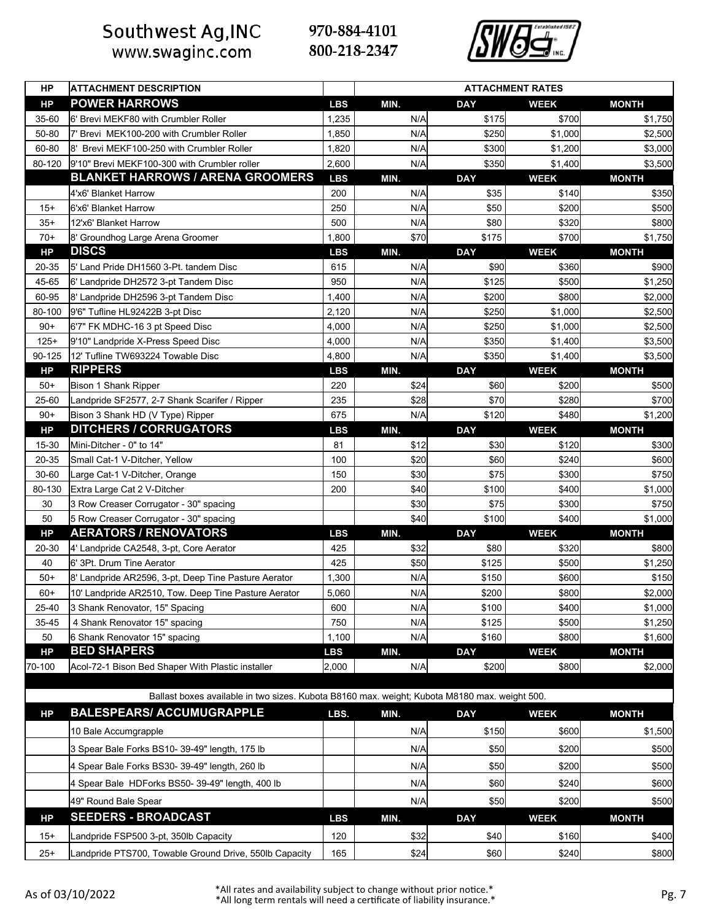Southwest Ag,INC
www.swaginc.com

970-884-4101
800-218-2347

| HP | ATTACHMENT DESCRIPTION | | ATTACHMENT RATES | | | |
|---|---|---|---|---|---|---|
| HP | **POWER HARROWS** | LBS | MIN. | DAY | WEEK | MONTH |
| 35-60 | 6' Brevi MEKF80 with Crumbler Roller | 1,235 | N/A | $175 | $700 | $1,750 |
| 50-80 | 7' Brevi MEK100-200 with Crumbler Roller | 1,850 | N/A | $250 | $1,000 | $2,500 |
| 60-80 | 8' Brevi MEKF100-250 with Crumbler Roller | 1,820 | N/A | $300 | $1,200 | $3,000 |
| 80-120 | 9'10" Brevi MEKF100-300 with Crumbler roller | 2,600 | N/A | $350 | $1,400 | $3,500 |
| | **BLANKET HARROWS / ARENA GROOMERS** | LBS | MIN. | DAY | WEEK | MONTH |
| | 4'x6' Blanket Harrow | 200 | N/A | $35 | $140 | $350 |
| 15+ | 6'x6' Blanket Harrow | 250 | N/A | $50 | $200 | $500 |
| 35+ | 12'x6' Blanket Harrow | 500 | N/A | $80 | $320 | $800 |
| 70+ | 8' Groundhog Large Arena Groomer | 1,800 | $70 | $175 | $700 | $1,750 |
| HP | **DISCS** | LBS | MIN. | DAY | WEEK | MONTH |
| 20-35 | 5' Land Pride DH1560 3-Pt. tandem Disc | 615 | N/A | $90 | $360 | $900 |
| 45-65 | 6' Landpride DH2572 3-pt Tandem Disc | 950 | N/A | $125 | $500 | $1,250 |
| 60-95 | 8' Landpride DH2596 3-pt Tandem Disc | 1,400 | N/A | $200 | $800 | $2,000 |
| 80-100 | 9'6" Tufline HL92422B 3-pt Disc | 2,120 | N/A | $250 | $1,000 | $2,500 |
| 90+ | 6'7" FK MDHC-16 3 pt Speed Disc | 4,000 | N/A | $250 | $1,000 | $2,500 |
| 125+ | 9'10" Landpride X-Press Speed Disc | 4,000 | N/A | $350 | $1,400 | $3,500 |
| 90-125 | 12' Tufline TW693224 Towable Disc | 4,800 | N/A | $350 | $1,400 | $3,500 |
| HP | **RIPPERS** | LBS | MIN. | DAY | WEEK | MONTH |
| 50+ | Bison 1 Shank Ripper | 220 | $24 | $60 | $200 | $500 |
| 25-60 | Landpride SF2577, 2-7 Shank Scarifer / Ripper | 235 | $28 | $70 | $280 | $700 |
| 90+ | Bison 3 Shank HD (V Type) Ripper | 675 | N/A | $120 | $480 | $1,200 |
| HP | **DITCHERS / CORRUGATORS** | LBS | MIN. | DAY | WEEK | MONTH |
| 15-30 | Mini-Ditcher - 0" to 14" | 81 | $12 | $30 | $120 | $300 |
| 20-35 | Small Cat-1 V-Ditcher, Yellow | 100 | $20 | $60 | $240 | $600 |
| 30-60 | Large Cat-1 V-Ditcher, Orange | 150 | $30 | $75 | $300 | $750 |
| 80-130 | Extra Large Cat 2 V-Ditcher | 200 | $40 | $100 | $400 | $1,000 |
| 30 | 3 Row Creaser Corrugator - 30" spacing | | $30 | $75 | $300 | $750 |
| 50 | 5 Row Creaser Corrugator - 30" spacing | | $40 | $100 | $400 | $1,000 |
| HP | **AERATORS / RENOVATORS** | LBS | MIN. | DAY | WEEK | MONTH |
| 20-30 | 4' Landpride CA2548, 3-pt, Core Aerator | 425 | $32 | $80 | $320 | $800 |
| 40 | 6' 3Pt. Drum Tine Aerator | 425 | $50 | $125 | $500 | $1,250 |
| 50+ | 8' Landpride AR2596, 3-pt, Deep Tine Pasture Aerator | 1,300 | N/A | $150 | $600 | $150 |
| 60+ | 10' Landpride AR2510, Tow. Deep Tine Pasture Aerator | 5,060 | N/A | $200 | $800 | $2,000 |
| 25-40 | 3 Shank Renovator, 15" Spacing | 600 | N/A | $100 | $400 | $1,000 |
| 35-45 | 4 Shank Renovator 15" spacing | 750 | N/A | $125 | $500 | $1,250 |
| 50 | 6 Shank Renovator 15" spacing | 1,100 | N/A | $160 | $800 | $1,600 |
| HP | **BED SHAPERS** | LBS | MIN. | DAY | WEEK | MONTH |
| 70-100 | Acol-72-1 Bison Bed Shaper With Plastic installer | 2,000 | N/A | $200 | $800 | $2,000 |
| | Ballast boxes available in two sizes. Kubota B8160 max. weight; Kubota M8180 max. weight 500. | | | | | |
| HP | **BALESPEARS/ ACCUMUGRAPPLE** | LBS. | MIN. | DAY | WEEK | MONTH |
| | 10 Bale Accumgrapple | | N/A | $150 | $600 | $1,500 |
| | 3 Spear Bale Forks BS10- 39-49" length, 175 lb | | N/A | $50 | $200 | $500 |
| | 4 Spear Bale Forks BS30- 39-49" length, 260 lb | | N/A | $50 | $200 | $500 |
| | 4 Spear Bale HDForks BS50- 39-49" length, 400 lb | | N/A | $60 | $240 | $600 |
| | 49" Round Bale Spear | | N/A | $50 | $200 | $500 |
| HP | **SEEDERS - BROADCAST** | LBS | MIN. | DAY | WEEK | MONTH |
| 15+ | Landpride FSP500 3-pt, 350lb Capacity | 120 | $32 | $40 | $160 | $400 |
| 25+ | Landpride PTS700, Towable Ground Drive, 550lb Capacity | 165 | $24 | $60 | $240 | $800 |

As of 03/10/2022

*All rates and availability subject to change without prior notice.*
*All long term rentals will need a certificate of liability insurance.*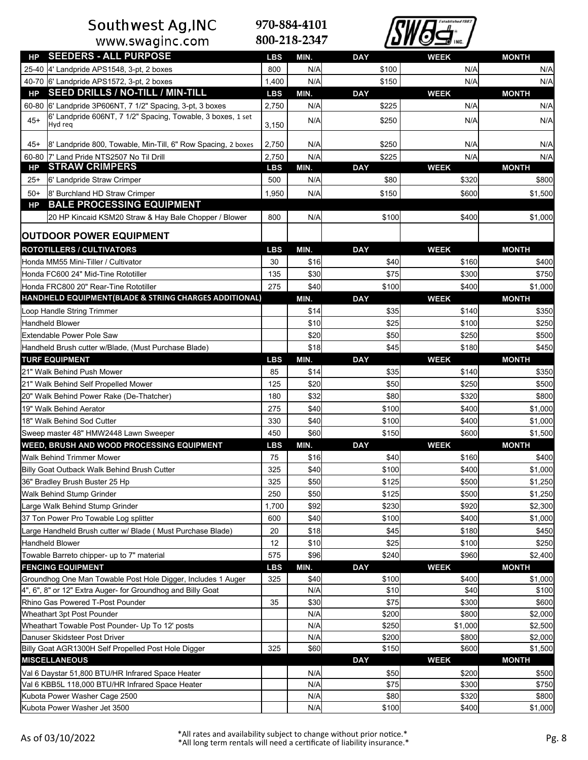Southwest Ag,INC
www.swaginc.com

970-884-4101
800-218-2347

| HP | SEEDERS - ALL PURPOSE | LBS | MIN. | DAY | WEEK | MONTH |
|---|---|---|---|---|---|---|
| 25-40 | 4' Landpride APS1548, 3-pt, 2 boxes | 800 | N/A | $100 | N/A | N/A |
| 40-70 | 6' Landpride APS1572, 3-pt, 2 boxes | 1,400 | N/A | $150 | N/A | N/A |
| **HP** | **SEED DRILLS / NO-TILL / MIN-TILL** | **LBS** | **MIN.** | **DAY** | **WEEK** | **MONTH** |
| 60-80 | 6' Landpride 3P606NT, 7 1/2" Spacing, 3-pt, 3 boxes | 2,750 | N/A | $225 | N/A | N/A |
| 45+ | 6' Landpride 606NT, 7 1/2" Spacing, Towable, 3 boxes, 1 set Hyd req | 3,150 | N/A | $250 | N/A | N/A |
| 45+ | 8' Landpride 800, Towable, Min-Till, 6" Row Spacing, 2 boxes | 2,750 | N/A | $250 | N/A | N/A |
| 60-80 | 7' Land Pride NTS2507 No Til Drill | 2,750 | N/A | $225 | N/A | N/A |
| **HP** | **STRAW CRIMPERS** | **LBS** | **MIN.** | **DAY** | **WEEK** | **MONTH** |
| 25+ | 6' Landpride Straw Crimper | 500 | N/A | $80 | $320 | $800 |
| 50+ | 8' Burchland HD Straw Crimper | 1,950 | N/A | $150 | $600 | $1,500 |
| **HP** | **BALE PROCESSING EQUIPMENT** | | | | | |
| | 20 HP Kincaid KSM20 Straw & Hay Bale Chopper / Blower | 800 | N/A | $100 | $400 | $1,000 |

## OUTDOOR POWER EQUIPMENT

| ROTOTILLERS / CULTIVATORS | LBS | MIN. | DAY | WEEK | MONTH |
|---|---|---|---|---|---|
| Honda MM55 Mini-Tiller / Cultivator | 30 | $16 | $40 | $160 | $400 |
| Honda FC600 24" Mid-Tine Rototiller | 135 | $30 | $75 | $300 | $750 |
| Honda FRC800 20" Rear-Tine Rototiller | 275 | $40 | $100 | $400 | $1,000 |
| **HANDHELD EQUIPMENT(BLADE & STRING CHARGES ADDITIONAL)** | | **MIN.** | **DAY** | **WEEK** | **MONTH** |
| Loop Handle String Trimmer | | $14 | $35 | $140 | $350 |
| Handheld Blower | | $10 | $25 | $100 | $250 |
| Extendable Power Pole Saw | | $20 | $50 | $250 | $500 |
| Handheld Brush cutter w/Blade, (Must Purchase Blade) | | $18 | $45 | $180 | $450 |
| **TURF EQUIPMENT** | **LBS** | **MIN.** | **DAY** | **WEEK** | **MONTH** |
| 21" Walk Behind Push Mower | 85 | $14 | $35 | $140 | $350 |
| 21" Walk Behind Self Propelled Mower | 125 | $20 | $50 | $250 | $500 |
| 20" Walk Behind Power Rake (De-Thatcher) | 180 | $32 | $80 | $320 | $800 |
| 19" Walk Behind Aerator | 275 | $40 | $100 | $400 | $1,000 |
| 18" Walk Behind Sod Cutter | 330 | $40 | $100 | $400 | $1,000 |
| Sweep master 48" HMW2448 Lawn Sweeper | 450 | $60 | $150 | $600 | $1,500 |
| **WEED, BRUSH AND WOOD PROCESSING EQUIPMENT** | **LBS** | **MIN.** | **DAY** | **WEEK** | **MONTH** |
| Walk Behind Trimmer Mower | 75 | $16 | $40 | $160 | $400 |
| Billy Goat Outback Walk Behind Brush Cutter | 325 | $40 | $100 | $400 | $1,000 |
| 36" Bradley Brush Buster 25 Hp | 325 | $50 | $125 | $500 | $1,250 |
| Walk Behind Stump Grinder | 250 | $50 | $125 | $500 | $1,250 |
| Large Walk Behind Stump Grinder | 1,700 | $92 | $230 | $920 | $2,300 |
| 37 Ton Power Pro Towable Log splitter | 600 | $40 | $100 | $400 | $1,000 |
| Large Handheld Brush cutter w/ Blade ( Must Purchase Blade) | 20 | $18 | $45 | $180 | $450 |
| Handheld Blower | 12 | $10 | $25 | $100 | $250 |
| Towable Barreto chipper- up to 7" material | 575 | $96 | $240 | $960 | $2,400 |
| **FENCING EQUIPMENT** | **LBS** | **MIN.** | **DAY** | **WEEK** | **MONTH** |
| Groundhog One Man Towable Post Hole Digger, Includes 1 Auger | 325 | $40 | $100 | $400 | $1,000 |
| 4", 6", 8" or 12" Extra Auger- for Groundhog and Billy Goat | | N/A | $10 | $40 | $100 |
| Rhino Gas Powered T-Post Pounder | 35 | $30 | $75 | $300 | $600 |
| Wheathart 3pt Post Pounder | | N/A | $200 | $800 | $2,000 |
| Wheathart Towable Post Pounder- Up To 12' posts | | N/A | $250 | $1,000 | $2,500 |
| Danuser Skidsteer Post Driver | | N/A | $200 | $800 | $2,000 |
| Billy Goat AGR1300H Self Propelled Post Hole Digger | 325 | $60 | $150 | $600 | $1,500 |
| **MISCELLANEOUS** | | | **DAY** | **WEEK** | **MONTH** |
| Val 6 Daystar 51,800 BTU/HR Infrared Space Heater | | N/A | $50 | $200 | $500 |
| Val 6 KBB5L 118,000 BTU/HR Infrared Space Heater | | N/A | $75 | $300 | $750 |
| Kubota Power Washer Cage 2500 | | N/A | $80 | $320 | $800 |
| Kubota Power Washer Jet 3500 | | N/A | $100 | $400 | $1,000 |

As of 03/10/2022

*All rates and availability subject to change without prior notice.*
*All long term rentals will need a certificate of liability insurance.*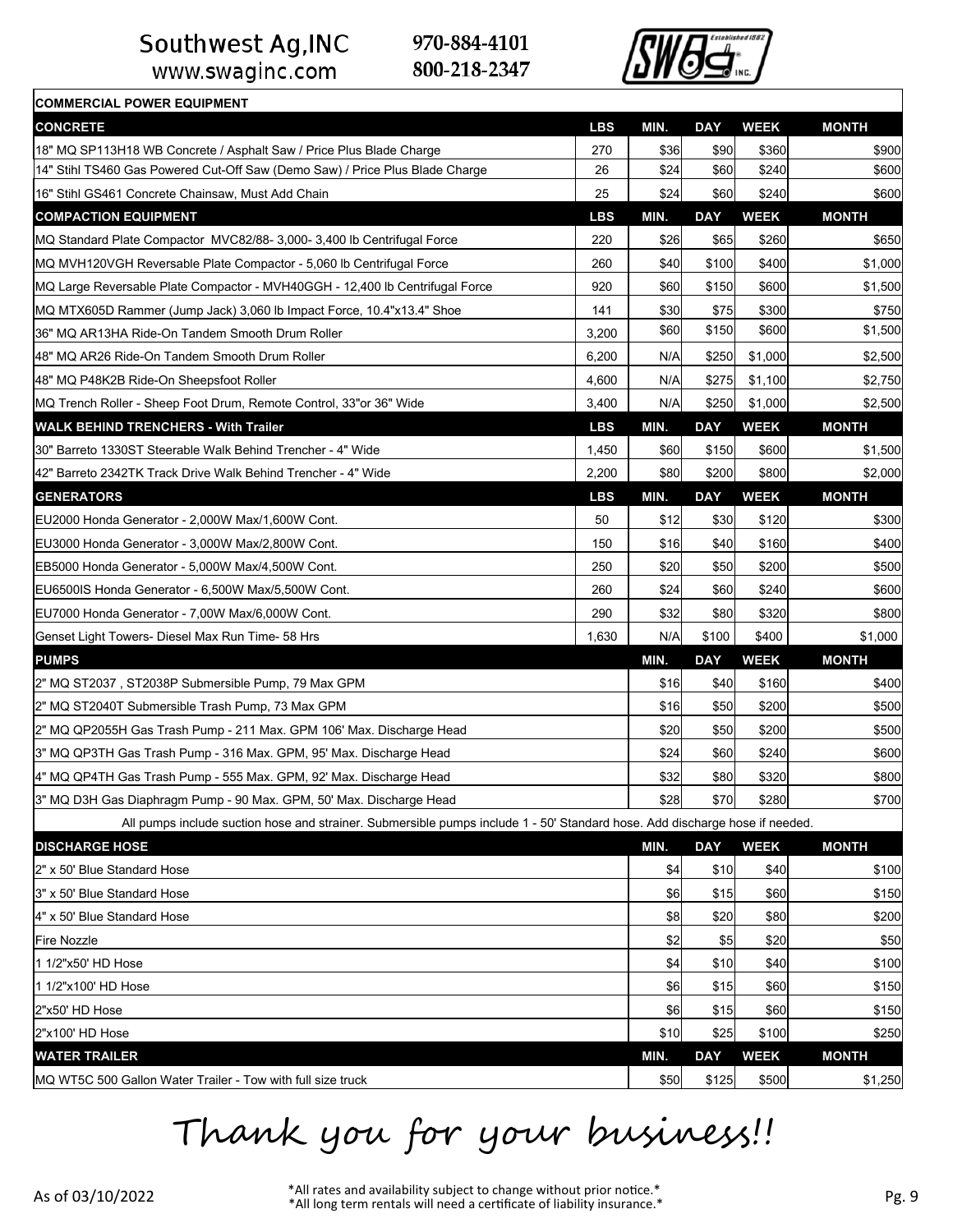Southwest Ag,INC
www.swaginc.com

970-884-4101
800-218-2347

## COMMERCIAL POWER EQUIPMENT

| CONCRETE | LBS | MIN. | DAY | WEEK | MONTH |
|---|---|---|---|---|---|
| 18" MQ SP113H18 WB Concrete / Asphalt Saw / Price Plus Blade Charge | 270 | $36 | $90 | $360 | $900 |
| 14" Stihl TS460 Gas Powered Cut-Off Saw (Demo Saw) / Price Plus Blade Charge | 26 | $24 | $60 | $240 | $600 |
| 16" Stihl GS461 Concrete Chainsaw, Must Add Chain | 25 | $24 | $60 | $240 | $600 |
| **COMPACTION EQUIPMENT** | **LBS** | **MIN.** | **DAY** | **WEEK** | **MONTH** |
| MQ Standard Plate Compactor MVC82/88- 3,000- 3,400 lb Centrifugal Force | 220 | $26 | $65 | $260 | $650 |
| MQ MVH120VGH Reversable Plate Compactor - 5,060 lb Centrifugal Force | 260 | $40 | $100 | $400 | $1,000 |
| MQ Large Reversable Plate Compactor - MVH40GGH - 12,400 lb Centrifugal Force | 920 | $60 | $150 | $600 | $1,500 |
| MQ MTX605D Rammer (Jump Jack) 3,060 lb Impact Force, 10.4"x13.4" Shoe | 141 | $30 | $75 | $300 | $750 |
| 36" MQ AR13HA Ride-On Tandem Smooth Drum Roller | 3,200 | $60 | $150 | $600 | $1,500 |
| 48" MQ AR26 Ride-On Tandem Smooth Drum Roller | 6,200 | N/A | $250 | $1,000 | $2,500 |
| 48" MQ P48K2B Ride-On Sheepsfoot Roller | 4,600 | N/A | $275 | $1,100 | $2,750 |
| MQ Trench Roller - Sheep Foot Drum, Remote Control, 33"or 36" Wide | 3,400 | N/A | $250 | $1,000 | $2,500 |
| **WALK BEHIND TRENCHERS - With Trailer** | **LBS** | **MIN.** | **DAY** | **WEEK** | **MONTH** |
| 30" Barreto 1330ST Steerable Walk Behind Trencher - 4" Wide | 1,450 | $60 | $150 | $600 | $1,500 |
| 42" Barreto 2342TK Track Drive Walk Behind Trencher - 4" Wide | 2,200 | $80 | $200 | $800 | $2,000 |
| **GENERATORS** | **LBS** | **MIN.** | **DAY** | **WEEK** | **MONTH** |
| EU2000 Honda Generator - 2,000W Max/1,600W Cont. | 50 | $12 | $30 | $120 | $300 |
| EU3000 Honda Generator - 3,000W Max/2,800W Cont. | 150 | $16 | $40 | $160 | $400 |
| EB5000 Honda Generator - 5,000W Max/4,500W Cont. | 250 | $20 | $50 | $200 | $500 |
| EU6500IS Honda Generator - 6,500W Max/5,500W Cont. | 260 | $24 | $60 | $240 | $600 |
| EU7000 Honda Generator - 7,00W Max/6,000W Cont. | 290 | $32 | $80 | $320 | $800 |
| Genset Light Towers- Diesel Max Run Time- 58 Hrs | 1,630 | N/A | $100 | $400 | $1,000 |

| PUMPS | MIN. | DAY | WEEK | MONTH |
|---|---|---|---|---|
| 2" MQ ST2037 , ST2038P Submersible Pump, 79 Max GPM | $16 | $40 | $160 | $400 |
| 2" MQ ST2040T Submersible Trash Pump, 73 Max GPM | $16 | $50 | $200 | $500 |
| 2" MQ QP2055H Gas Trash Pump - 211 Max. GPM 106' Max. Discharge Head | $20 | $50 | $200 | $500 |
| 3" MQ QP3TH Gas Trash Pump - 316 Max. GPM, 95' Max. Discharge Head | $24 | $60 | $240 | $600 |
| 4" MQ QP4TH Gas Trash Pump - 555 Max. GPM, 92' Max. Discharge Head | $32 | $80 | $320 | $800 |
| 3" MQ D3H Gas Diaphragm Pump - 90 Max. GPM, 50' Max. Discharge Head | $28 | $70 | $280 | $700 |
| All pumps include suction hose and strainer. Submersible pumps include 1 - 50' Standard hose. Add discharge hose if needed. | | | | |
| **DISCHARGE HOSE** | **MIN.** | **DAY** | **WEEK** | **MONTH** |
| 2" x 50' Blue Standard Hose | $4 | $10 | $40 | $100 |
| 3" x 50' Blue Standard Hose | $6 | $15 | $60 | $150 |
| 4" x 50' Blue Standard Hose | $8 | $20 | $80 | $200 |
| Fire Nozzle | $2 | $5 | $20 | $50 |
| 1 1/2"x50' HD Hose | $4 | $10 | $40 | $100 |
| 1 1/2"x100' HD Hose | $6 | $15 | $60 | $150 |
| 2"x50' HD Hose | $6 | $15 | $60 | $150 |
| 2"x100' HD Hose | $10 | $25 | $100 | $250 |
| **WATER TRAILER** | **MIN.** | **DAY** | **WEEK** | **MONTH** |
| MQ WT5C 500 Gallon Water Trailer - Tow with full size truck | $50 | $125 | $500 | $1,250 |

Thank you for your business!!

As of 03/10/2022

*All rates and availability subject to change without prior notice.*
*All long term rentals will need a certificate of liability insurance.*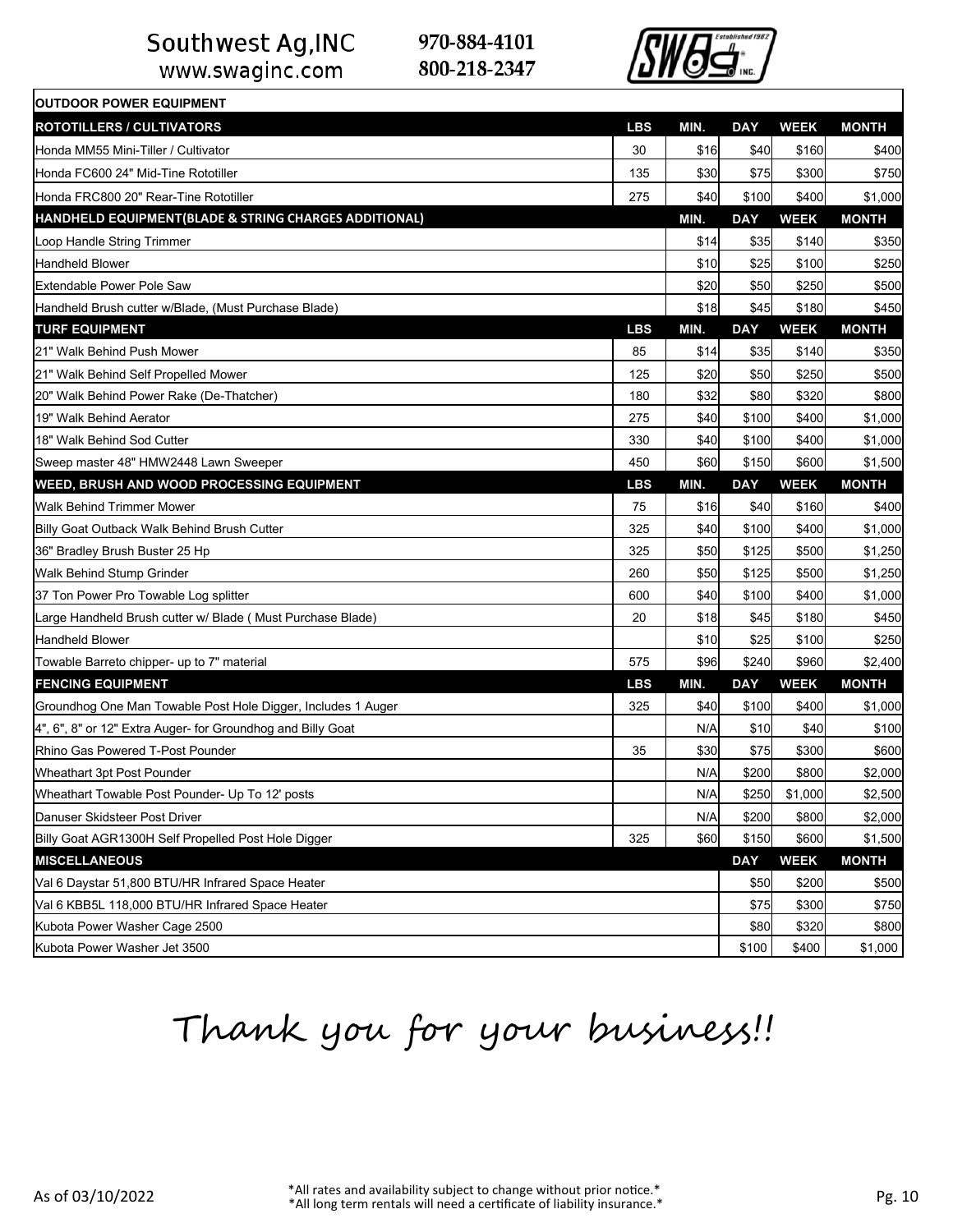Southwest Ag,INC
www.swaginc.com

970-884-4101
800-218-2347

| OUTDOOR POWER EQUIPMENT | | | | | |
|---|---|---|---|---|---|
| **ROTOTILLERS / CULTIVATORS** | **LBS** | **MIN.** | **DAY** | **WEEK** | **MONTH** |
| Honda MM55 Mini-Tiller / Cultivator | 30 | $16 | $40 | $160 | $400 |
| Honda FC600 24" Mid-Tine Rototiller | 135 | $30 | $75 | $300 | $750 |
| Honda FRC800 20" Rear-Tine Rototiller | 275 | $40 | $100 | $400 | $1,000 |
| **HANDHELD EQUIPMENT(BLADE & STRING CHARGES ADDITIONAL)** | | **MIN.** | **DAY** | **WEEK** | **MONTH** |
| Loop Handle String Trimmer | | $14 | $35 | $140 | $350 |
| Handheld Blower | | $10 | $25 | $100 | $250 |
| Extendable Power Pole Saw | | $20 | $50 | $250 | $500 |
| Handheld Brush cutter w/Blade, (Must Purchase Blade) | | $18 | $45 | $180 | $450 |
| **TURF EQUIPMENT** | **LBS** | **MIN.** | **DAY** | **WEEK** | **MONTH** |
| 21" Walk Behind Push Mower | 85 | $14 | $35 | $140 | $350 |
| 21" Walk Behind Self Propelled Mower | 125 | $20 | $50 | $250 | $500 |
| 20" Walk Behind Power Rake (De-Thatcher) | 180 | $32 | $80 | $320 | $800 |
| 19" Walk Behind Aerator | 275 | $40 | $100 | $400 | $1,000 |
| 18" Walk Behind Sod Cutter | 330 | $40 | $100 | $400 | $1,000 |
| Sweep master 48" HMW2448 Lawn Sweeper | 450 | $60 | $150 | $600 | $1,500 |
| **WEED, BRUSH AND WOOD PROCESSING EQUIPMENT** | **LBS** | **MIN.** | **DAY** | **WEEK** | **MONTH** |
| Walk Behind Trimmer Mower | 75 | $16 | $40 | $160 | $400 |
| Billy Goat Outback Walk Behind Brush Cutter | 325 | $40 | $100 | $400 | $1,000 |
| 36" Bradley Brush Buster 25 Hp | 325 | $50 | $125 | $500 | $1,250 |
| Walk Behind Stump Grinder | 260 | $50 | $125 | $500 | $1,250 |
| 37 Ton Power Pro Towable Log splitter | 600 | $40 | $100 | $400 | $1,000 |
| Large Handheld Brush cutter w/ Blade ( Must Purchase Blade) | 20 | $18 | $45 | $180 | $450 |
| Handheld Blower | | $10 | $25 | $100 | $250 |
| Towable Barreto chipper- up to 7" material | 575 | $96 | $240 | $960 | $2,400 |
| **FENCING EQUIPMENT** | **LBS** | **MIN.** | **DAY** | **WEEK** | **MONTH** |
| Groundhog One Man Towable Post Hole Digger, Includes 1 Auger | 325 | $40 | $100 | $400 | $1,000 |
| 4", 6", 8" or 12" Extra Auger- for Groundhog and Billy Goat | | N/A | $10 | $40 | $100 |
| Rhino Gas Powered T-Post Pounder | 35 | $30 | $75 | $300 | $600 |
| Wheathart 3pt Post Pounder | | N/A | $200 | $800 | $2,000 |
| Wheathart Towable Post Pounder- Up To 12' posts | | N/A | $250 | $1,000 | $2,500 |
| Danuser Skidsteer Post Driver | | N/A | $200 | $800 | $2,000 |
| Billy Goat AGR1300H Self Propelled Post Hole Digger | 325 | $60 | $150 | $600 | $1,500 |
| **MISCELLANEOUS** | | | **DAY** | **WEEK** | **MONTH** |
| Val 6 Daystar 51,800 BTU/HR Infrared Space Heater | | | $50 | $200 | $500 |
| Val 6 KBB5L 118,000 BTU/HR Infrared Space Heater | | | $75 | $300 | $750 |
| Kubota Power Washer Cage 2500 | | | $80 | $320 | $800 |
| Kubota Power Washer Jet 3500 | | | $100 | $400 | $1,000 |

Thank you for your business!!

As of 03/10/2022

*All rates and availability subject to change without prior notice.*
*All long term rentals will need a certificate of liability insurance.*